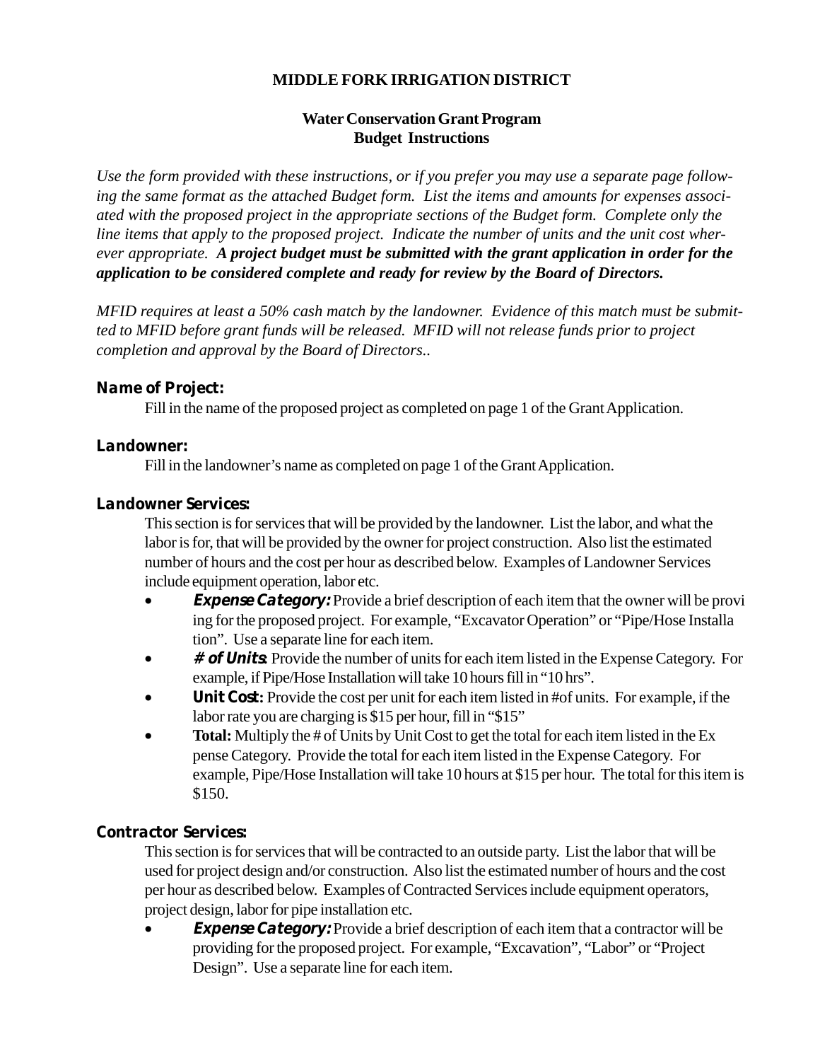**MIDDLE FORK IRRIGATION DISTRICT**

**Water Conservation Grant Program**
**Budget Instructions**

*Use the form provided with these instructions, or if you prefer you may use a separate page following the same format as the attached Budget form. List the items and amounts for expenses associated with the proposed project in the appropriate sections of the Budget form. Complete only the line items that apply to the proposed project. Indicate the number of units and the unit cost wherever appropriate.* ***A project budget must be submitted with the grant application in order for the application to be considered complete and ready for review by the Board of Directors.***

*MFID requires at least a 50% cash match by the landowner. Evidence of this match must be submitted to MFID before grant funds will be released. MFID will not release funds prior to project completion and approval by the Board of Directors..*

**Name of Project:**

Fill in the name of the proposed project as completed on page 1 of the Grant Application.

**Landowner:**

Fill in the landowner's name as completed on page 1 of the Grant Application.

**Landowner Services:**

This section is for services that will be provided by the landowner. List the labor, and what the labor is for, that will be provided by the owner for project construction. Also list the estimated number of hours and the cost per hour as described below. Examples of Landowner Services include equipment operation, labor etc.

- ***Expense Category:*** Provide a brief description of each item that the owner will be providing for the proposed project. For example, "Excavator Operation" or "Pipe/Hose Installation". Use a separate line for each item.
- ***# of Units:*** Provide the number of units for each item listed in the Expense Category. For example, if Pipe/Hose Installation will take 10 hours fill in "10 hrs".
- **Unit Cost:** Provide the cost per unit for each item listed in #of units. For example, if the labor rate you are charging is $15 per hour, fill in "$15"
- **Total:** Multiply the # of Units by Unit Cost to get the total for each item listed in the Expense Category. Provide the total for each item listed in the Expense Category. For example, Pipe/Hose Installation will take 10 hours at $15 per hour. The total for this item is $150.

**Contractor Services:**

This section is for services that will be contracted to an outside party. List the labor that will be used for project design and/or construction. Also list the estimated number of hours and the cost per hour as described below. Examples of Contracted Services include equipment operators, project design, labor for pipe installation etc.

- ***Expense Category:*** Provide a brief description of each item that a contractor will be providing for the proposed project. For example, "Excavation", "Labor" or "Project Design". Use a separate line for each item.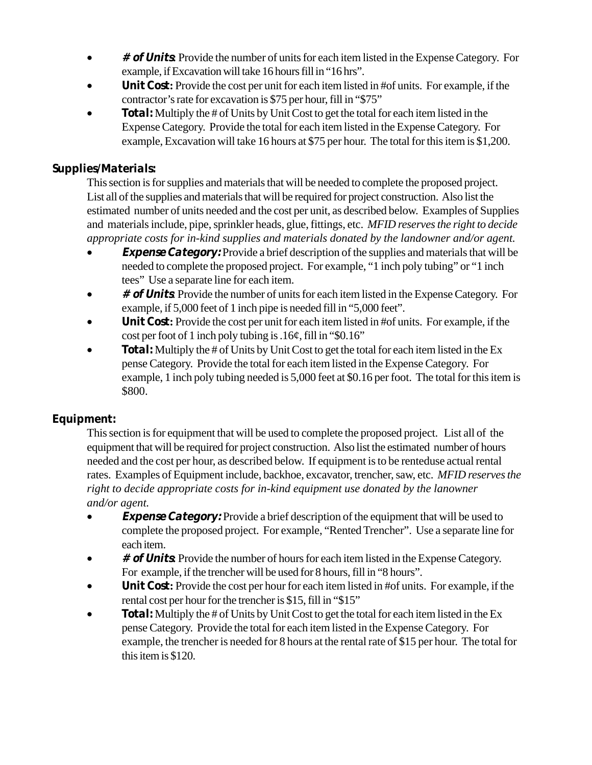- ***# of Units***: Provide the number of units for each item listed in the Expense Category. For example, if Excavation will take 16 hours fill in "16 hrs".
- ***Unit Cost:*** Provide the cost per unit for each item listed in #of units. For example, if the contractor's rate for excavation is $75 per hour, fill in "$75"
- ***Total:*** Multiply the # of Units by Unit Cost to get the total for each item listed in the Expense Category. Provide the total for each item listed in the Expense Category. For example, Excavation will take 16 hours at $75 per hour. The total for this item is $1,200.

**Supplies/Materials:**

This section is for supplies and materials that will be needed to complete the proposed project. List all of the supplies and materials that will be required for project construction. Also list the estimated number of units needed and the cost per unit, as described below. Examples of Supplies and materials include, pipe, sprinkler heads, glue, fittings, etc. *MFID reserves the right to decide appropriate costs for in-kind supplies and materials donated by the landowner and/or agent.*

- ***Expense Category:*** Provide a brief description of the supplies and materials that will be needed to complete the proposed project. For example, "1 inch poly tubing" or "1 inch tees" Use a separate line for each item.
- ***# of Units***: Provide the number of units for each item listed in the Expense Category. For example, if 5,000 feet of 1 inch pipe is needed fill in "5,000 feet".
- ***Unit Cost:*** Provide the cost per unit for each item listed in #of units. For example, if the cost per foot of 1 inch poly tubing is .16¢, fill in "$0.16"
- ***Total:*** Multiply the # of Units by Unit Cost to get the total for each item listed in the Ex pense Category. Provide the total for each item listed in the Expense Category. For example, 1 inch poly tubing needed is 5,000 feet at $0.16 per foot. The total for this item is $800.

**Equipment:**

This section is for equipment that will be used to complete the proposed project. List all of the equipment that will be required for project construction. Also list the estimated number of hours needed and the cost per hour, as described below. If equipment is to be renteduse actual rental rates. Examples of Equipment include, backhoe, excavator, trencher, saw, etc. *MFID reserves the right to decide appropriate costs for in-kind equipment use donated by the lanowner and/or agent.*

- ***Expense Category:*** Provide a brief description of the equipment that will be used to complete the proposed project. For example, "Rented Trencher". Use a separate line for each item.
- ***# of Units***: Provide the number of hours for each item listed in the Expense Category. For example, if the trencher will be used for 8 hours, fill in "8 hours".
- ***Unit Cost:*** Provide the cost per hour for each item listed in #of units. For example, if the rental cost per hour for the trencher is $15, fill in "$15"
- ***Total:*** Multiply the # of Units by Unit Cost to get the total for each item listed in the Ex pense Category. Provide the total for each item listed in the Expense Category. For example, the trencher is needed for 8 hours at the rental rate of $15 per hour. The total for this item is $120.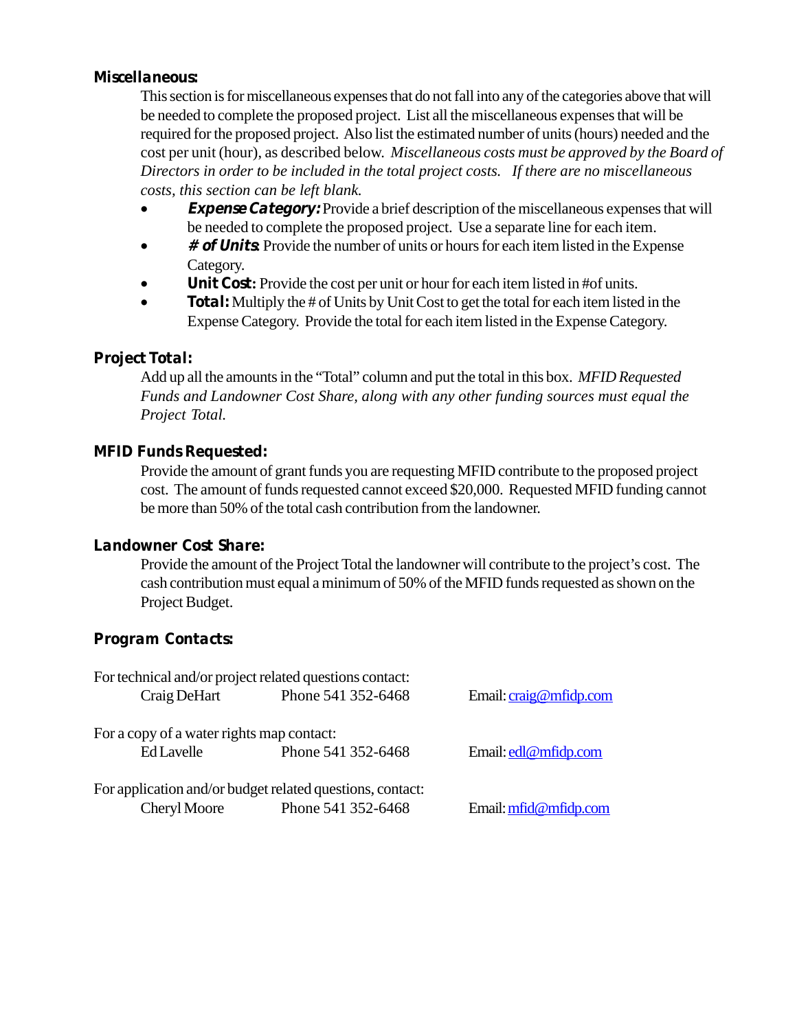### Miscellaneous:

This section is for miscellaneous expenses that do not fall into any of the categories above that will be needed to complete the proposed project. List all the miscellaneous expenses that will be required for the proposed project. Also list the estimated number of units (hours) needed and the cost per unit (hour), as described below. *Miscellaneous costs must be approved by the Board of Directors in order to be included in the total project costs. If there are no miscellaneous costs, this section can be left blank.*

- ***Expense Category:*** Provide a brief description of the miscellaneous expenses that will be needed to complete the proposed project. Use a separate line for each item.
- ***# of Units*:** Provide the number of units or hours for each item listed in the Expense Category.
- **Unit Cost:** Provide the cost per unit or hour for each item listed in #of units.
- **Total:** Multiply the # of Units by Unit Cost to get the total for each item listed in the Expense Category. Provide the total for each item listed in the Expense Category.

### Project Total:

Add up all the amounts in the "Total" column and put the total in this box. *MFID Requested Funds and Landowner Cost Share, along with any other funding sources must equal the Project Total.*

### MFID Funds Requested:

Provide the amount of grant funds you are requesting MFID contribute to the proposed project cost. The amount of funds requested cannot exceed $20,000. Requested MFID funding cannot be more than 50% of the total cash contribution from the landowner.

### Landowner Cost Share:

Provide the amount of the Project Total the landowner will contribute to the project's cost. The cash contribution must equal a minimum of 50% of the MFID funds requested as shown on the Project Budget.

### Program Contacts:

For technical and/or project related questions contact:

| | | |
|---|---|---|
| Craig DeHart | Phone 541 352-6468 | Email: craig@mfidp.com |

For a copy of a water rights map contact:

| | | |
|---|---|---|
| Ed Lavelle | Phone 541 352-6468 | Email: edl@mfidp.com |

For application and/or budget related questions, contact:

| | | |
|---|---|---|
| Cheryl Moore | Phone 541 352-6468 | Email: mfid@mfidp.com |